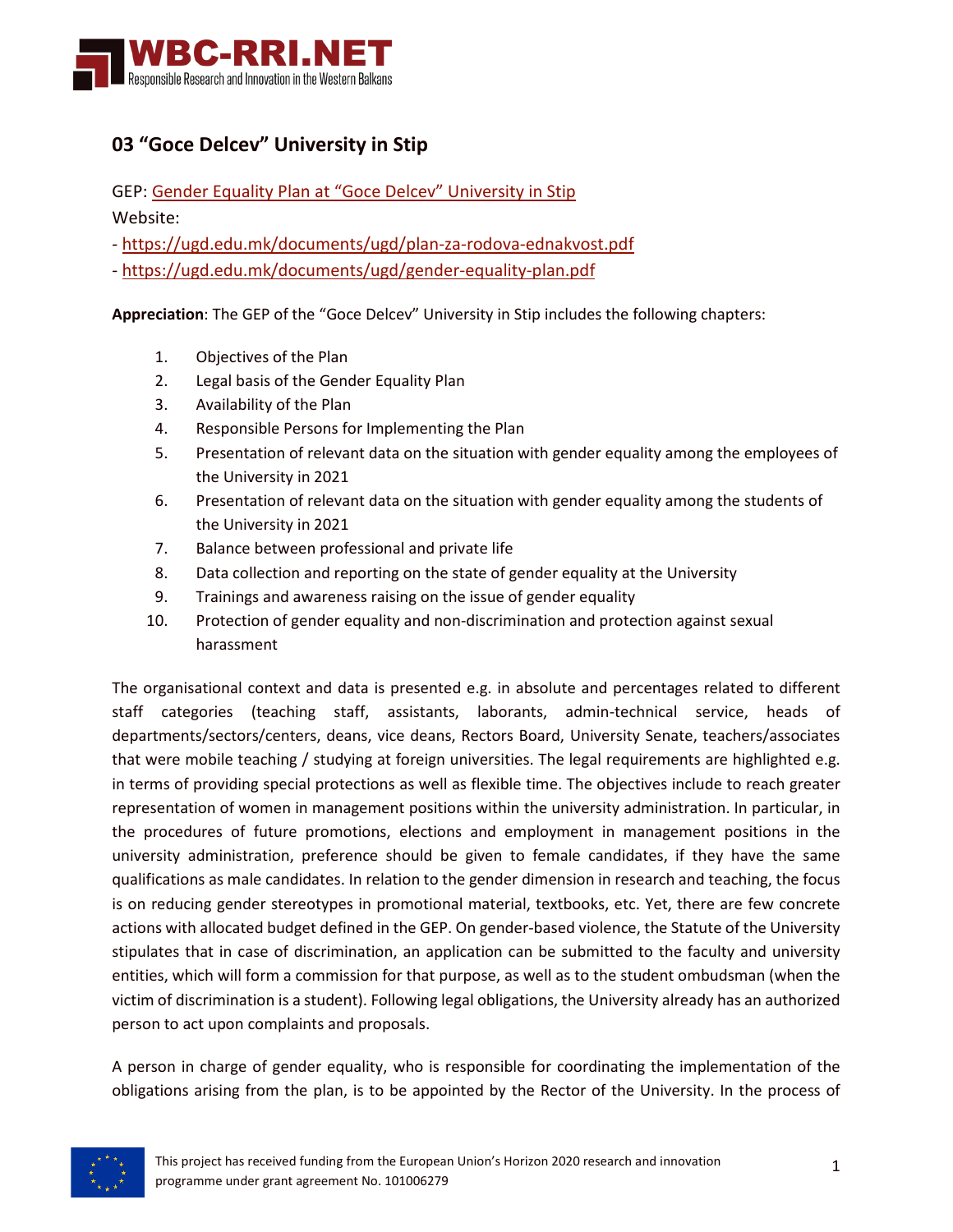## 03 "Goce Delcev" University in Stip

GEP: Gender Equality Plan at "Goce Delcev" University in Stip

Website:

- https://ugd.edu.mk/documents/ugd/plan-za-rodova-ednakvost.pdf
- https://ugd.edu.mk/documents/ugd/gender-equality-plan.pdf

**Appreciation**: The GEP of the "Goce Delcev" University in Stip includes the following chapters:

1. Objectives of the Plan
2. Legal basis of the Gender Equality Plan
3. Availability of the Plan
4. Responsible Persons for Implementing the Plan
5. Presentation of relevant data on the situation with gender equality among the employees of the University in 2021
6. Presentation of relevant data on the situation with gender equality among the students of the University in 2021
7. Balance between professional and private life
8. Data collection and reporting on the state of gender equality at the University
9. Trainings and awareness raising on the issue of gender equality
10. Protection of gender equality and non-discrimination and protection against sexual harassment

The organisational context and data is presented e.g. in absolute and percentages related to different staff categories (teaching staff, assistants, laborants, admin-technical service, heads of departments/sectors/centers, deans, vice deans, Rectors Board, University Senate, teachers/associates that were mobile teaching / studying at foreign universities. The legal requirements are highlighted e.g. in terms of providing special protections as well as flexible time. The objectives include to reach greater representation of women in management positions within the university administration. In particular, in the procedures of future promotions, elections and employment in management positions in the university administration, preference should be given to female candidates, if they have the same qualifications as male candidates. In relation to the gender dimension in research and teaching, the focus is on reducing gender stereotypes in promotional material, textbooks, etc. Yet, there are few concrete actions with allocated budget defined in the GEP. On gender-based violence, the Statute of the University stipulates that in case of discrimination, an application can be submitted to the faculty and university entities, which will form a commission for that purpose, as well as to the student ombudsman (when the victim of discrimination is a student). Following legal obligations, the University already has an authorized person to act upon complaints and proposals.

A person in charge of gender equality, who is responsible for coordinating the implementation of the obligations arising from the plan, is to be appointed by the Rector of the University. In the process of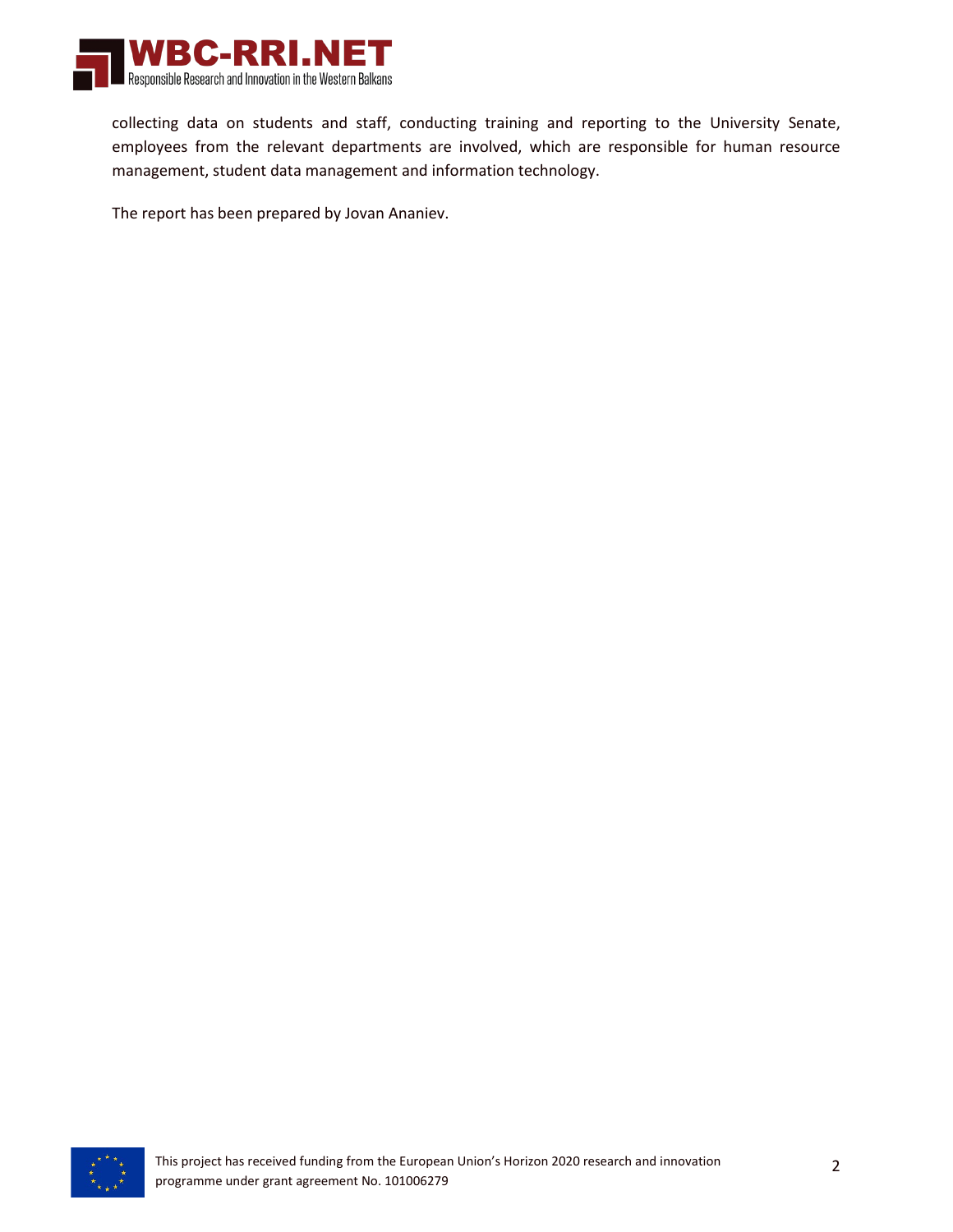collecting data on students and staff, conducting training and reporting to the University Senate, employees from the relevant departments are involved, which are responsible for human resource management, student data management and information technology.

The report has been prepared by Jovan Ananiev.